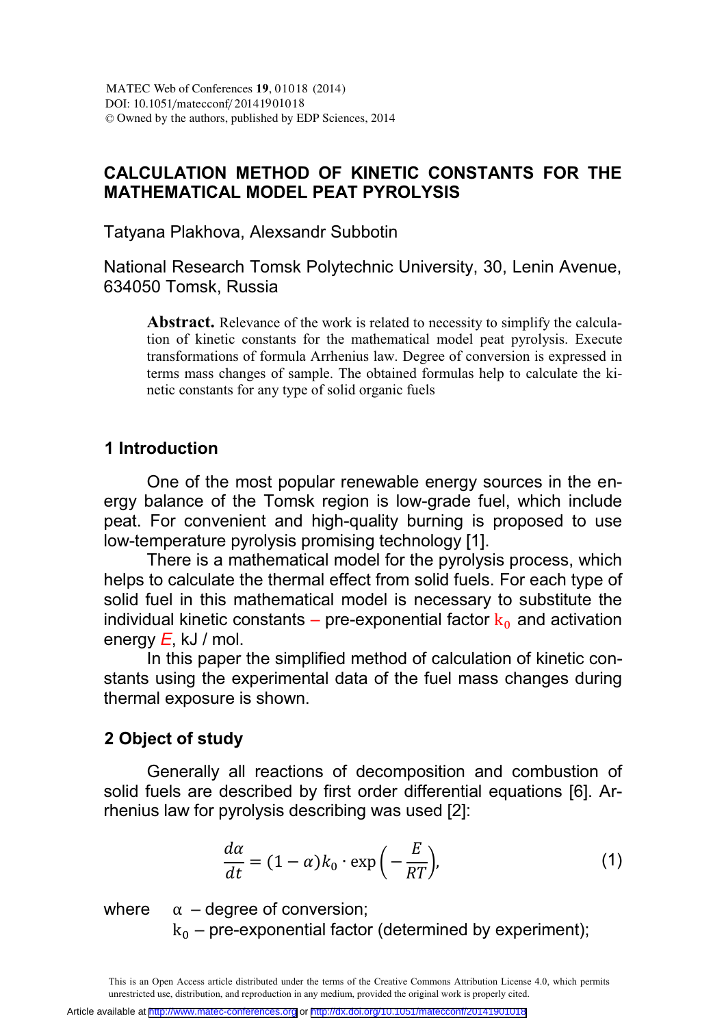# CALCULATION METHOD OF KINETIC CONSTANTS FOR THE MATHEMATICAL MODEL PEAT PYROLYSIS

Tatyana Plakhova, Alexsandr Subbotin

National Research Tomsk Polytechnic University, 30, Lenin Avenue, 634050 Tomsk, Russia

**Abstract.** Relevance of the work is related to necessity to simplify the calculation of kinetic constants for the mathematical model peat pyrolysis. Execute transformations of formula Arrhenius law. Degree of conversion is expressed in terms mass changes of sample. The obtained formulas help to calculate the kinetic constants for any type of solid organic fuels

## 1 Introduction

One of the most popular renewable energy sources in the energy balance of the Tomsk region is low-grade fuel, which include peat. For convenient and high-quality burning is proposed to use low-temperature pyrolysis promising technology [1].

There is a mathematical model for the pyrolysis process, which helps to calculate the thermal effect from solid fuels. For each type of solid fuel in this mathematical model is necessary to substitute the individual kinetic constants – pre-exponential factor $k_0$ and activation energy $E$, kJ / mol.

In this paper the simplified method of calculation of kinetic constants using the experimental data of the fuel mass changes during thermal exposure is shown.

## 2 Object of study

Generally all reactions of decomposition and combustion of solid fuels are described by first order differential equations [6]. Arrhenius law for pyrolysis describing was used [2]:

$$\frac{d\alpha}{dt} = (1-\alpha)k_0 \cdot \exp\left(-\frac{E}{RT}\right), \tag{1}$$

where $\alpha$ – degree of conversion;
$k_0$ – pre-exponential factor (determined by experiment);

This is an Open Access article distributed under the terms of the Creative Commons Attribution License 4.0, which permits unrestricted use, distribution, and reproduction in any medium, provided the original work is properly cited.

Article available at http://www.matec-conferences.org or http://dx.doi.org/10.1051/matecconf/20141901018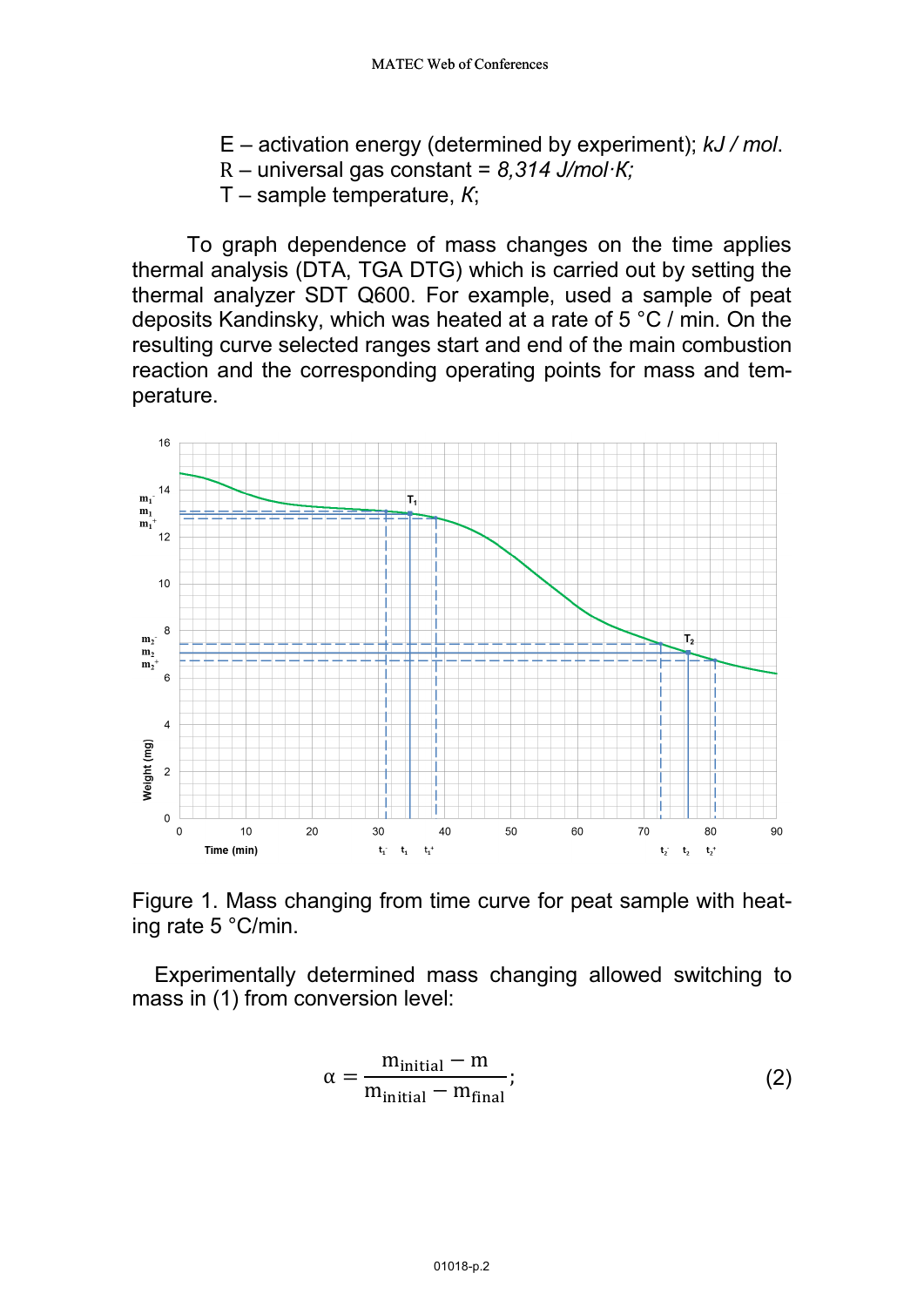E – activation energy (determined by experiment); *kJ / mol*.
R – universal gas constant = *8,314 J/mol·K;*
T – sample temperature, *K*;

To graph dependence of mass changes on the time applies thermal analysis (DTA, TGA DTG) which is carried out by setting the thermal analyzer SDT Q600. For example, used a sample of peat deposits Kandinsky, which was heated at a rate of 5 °C / min. On the resulting curve selected ranges start and end of the main combustion reaction and the corresponding operating points for mass and temperature.

Figure 1. Mass changing from time curve for peat sample with heating rate 5 °C/min.

Experimentally determined mass changing allowed switching to mass in (1) from conversion level:

$$\alpha = \frac{m_{\text{initial}} - m}{m_{\text{initial}} - m_{\text{final}}}; \quad (2)$$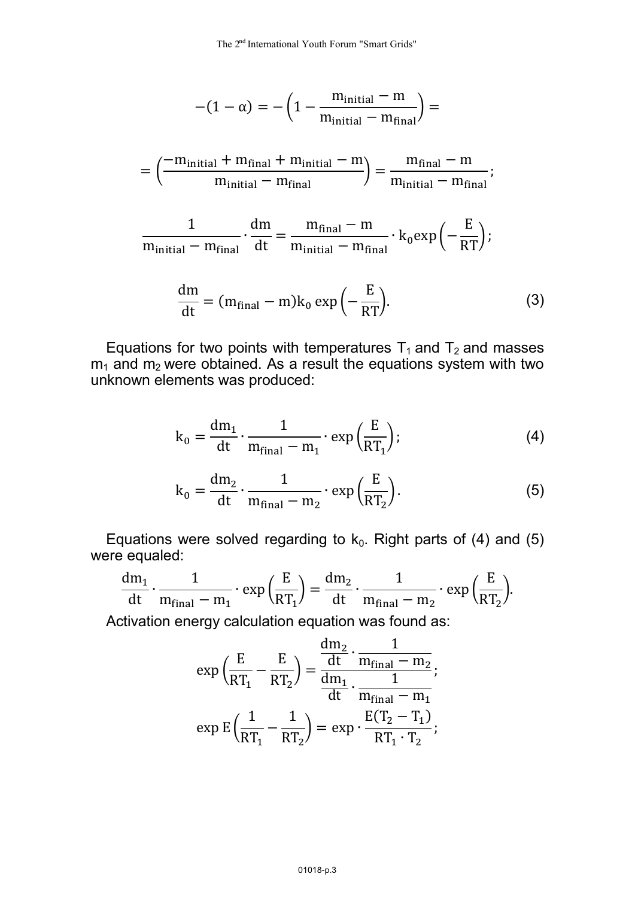$$-(1-\alpha) = -\left(1 - \frac{\mathrm{m_{initial}} - \mathrm{m}}{\mathrm{m_{initial}} - \mathrm{m_{final}}}\right) =$$

$$= \left(\frac{-\mathrm{m_{initial}} + \mathrm{m_{final}} + \mathrm{m_{initial}} - \mathrm{m}}{\mathrm{m_{initial}} - \mathrm{m_{final}}}\right) = \frac{\mathrm{m_{final}} - \mathrm{m}}{\mathrm{m_{initial}} - \mathrm{m_{final}}};$$

$$\frac{1}{\mathrm{m_{initial}} - \mathrm{m_{final}}} \cdot \frac{\mathrm{dm}}{\mathrm{dt}} = \frac{\mathrm{m_{final}} - \mathrm{m}}{\mathrm{m_{initial}} - \mathrm{m_{final}}} \cdot \mathrm{k_0} \exp\left(-\frac{\mathrm{E}}{\mathrm{RT}}\right);$$

$$\frac{\mathrm{dm}}{\mathrm{dt}} = (\mathrm{m_{final}} - \mathrm{m})\mathrm{k_0} \exp\left(-\frac{\mathrm{E}}{\mathrm{RT}}\right). \tag{3}$$

Equations for two points with temperatures $T_1$ and $T_2$ and masses $m_1$ and $m_2$ were obtained. As a result the equations system with two unknown elements was produced:

$$\mathrm{k_0} = \frac{\mathrm{dm_1}}{\mathrm{dt}} \cdot \frac{1}{\mathrm{m_{final}} - \mathrm{m_1}} \cdot \exp\left(\frac{\mathrm{E}}{\mathrm{RT_1}}\right); \tag{4}$$

$$\mathrm{k_0} = \frac{\mathrm{dm_2}}{\mathrm{dt}} \cdot \frac{1}{\mathrm{m_{final}} - \mathrm{m_2}} \cdot \exp\left(\frac{\mathrm{E}}{\mathrm{RT_2}}\right). \tag{5}$$

Equations were solved regarding to $k_0$. Right parts of (4) and (5) were equaled:

$$\frac{\mathrm{dm_1}}{\mathrm{dt}} \cdot \frac{1}{\mathrm{m_{final}} - \mathrm{m_1}} \cdot \exp\left(\frac{\mathrm{E}}{\mathrm{RT_1}}\right) = \frac{\mathrm{dm_2}}{\mathrm{dt}} \cdot \frac{1}{\mathrm{m_{final}} - \mathrm{m_2}} \cdot \exp\left(\frac{\mathrm{E}}{\mathrm{RT_2}}\right).$$

Activation energy calculation equation was found as:

$$\exp\left(\frac{\mathrm{E}}{\mathrm{RT_1}} - \frac{\mathrm{E}}{\mathrm{RT_2}}\right) = \frac{\frac{\mathrm{dm_2}}{\mathrm{dt}} \cdot \frac{1}{\mathrm{m_{final}} - \mathrm{m_2}}}{\frac{\mathrm{dm_1}}{\mathrm{dt}} \cdot \frac{1}{\mathrm{m_{final}} - \mathrm{m_1}}};$$

$$\exp \mathrm{E}\left(\frac{1}{\mathrm{RT_1}} - \frac{1}{\mathrm{RT_2}}\right) = \exp \cdot \frac{\mathrm{E}(\mathrm{T_2} - \mathrm{T_1})}{\mathrm{RT_1} \cdot \mathrm{T_2}};$$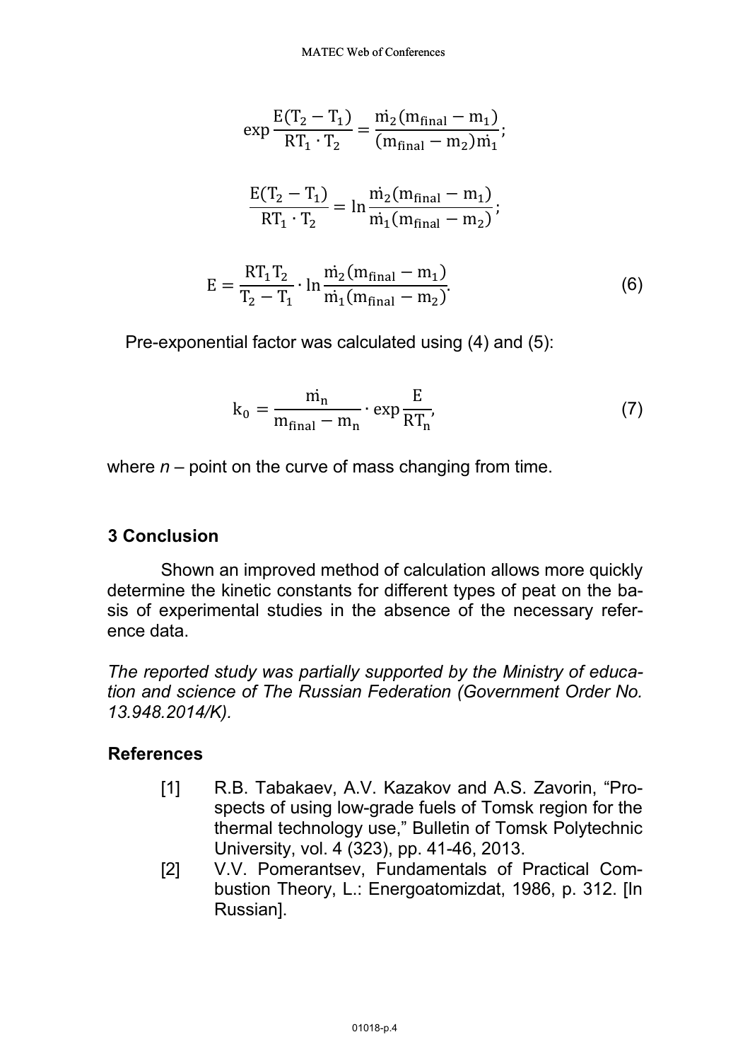$$\exp\frac{E(T_2 - T_1)}{RT_1 \cdot T_2} = \frac{\dot{m}_2(m_{final} - m_1)}{(m_{final} - m_2)\dot{m}_1};$$

$$\frac{E(T_2 - T_1)}{RT_1 \cdot T_2} = \ln\frac{\dot{m}_2(m_{final} - m_1)}{\dot{m}_1(m_{final} - m_2)};$$

$$E = \frac{RT_1 T_2}{T_2 - T_1} \cdot \ln\frac{\dot{m}_2(m_{final} - m_1)}{\dot{m}_1(m_{final} - m_2)}. \tag{6}$$

Pre-exponential factor was calculated using (4) and (5):

$$k_0 = \frac{\dot{m}_n}{m_{final} - m_n} \cdot \exp\frac{E}{RT_n}, \tag{7}$$

where *n* – point on the curve of mass changing from time.

## 3 Conclusion

Shown an improved method of calculation allows more quickly determine the kinetic constants for different types of peat on the basis of experimental studies in the absence of the necessary reference data.

*The reported study was partially supported by the Ministry of education and science of The Russian Federation (Government Order No. 13.948.2014/K).*

## References

[1] R.B. Tabakaev, A.V. Kazakov and A.S. Zavorin, "Prospects of using low-grade fuels of Tomsk region for the thermal technology use," Bulletin of Tomsk Polytechnic University, vol. 4 (323), pp. 41-46, 2013.

[2] V.V. Pomerantsev, Fundamentals of Practical Combustion Theory, L.: Energoatomizdat, 1986, p. 312. [In Russian].